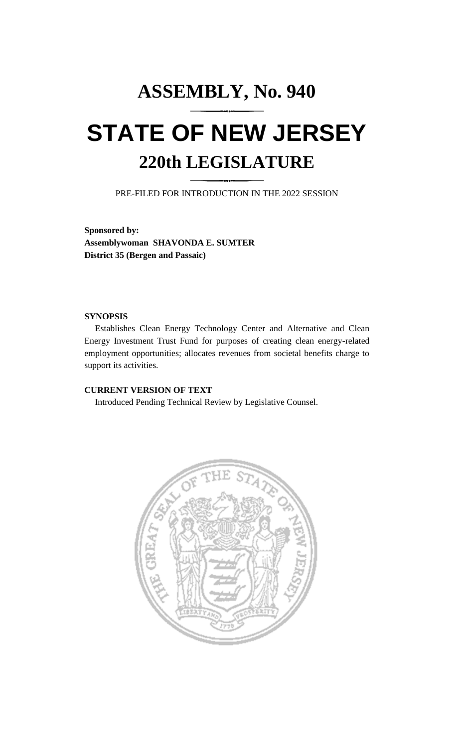# ASSEMBLY, No. 940

# STATE OF NEW JERSEY

## 220th LEGISLATURE

PRE-FILED FOR INTRODUCTION IN THE 2022 SESSION

**Sponsored by:**
**Assemblywoman SHAVONDA E. SUMTER**
**District 35 (Bergen and Passaic)**

**SYNOPSIS**

Establishes Clean Energy Technology Center and Alternative and Clean Energy Investment Trust Fund for purposes of creating clean energy-related employment opportunities; allocates revenues from societal benefits charge to support its activities.

**CURRENT VERSION OF TEXT**

Introduced Pending Technical Review by Legislative Counsel.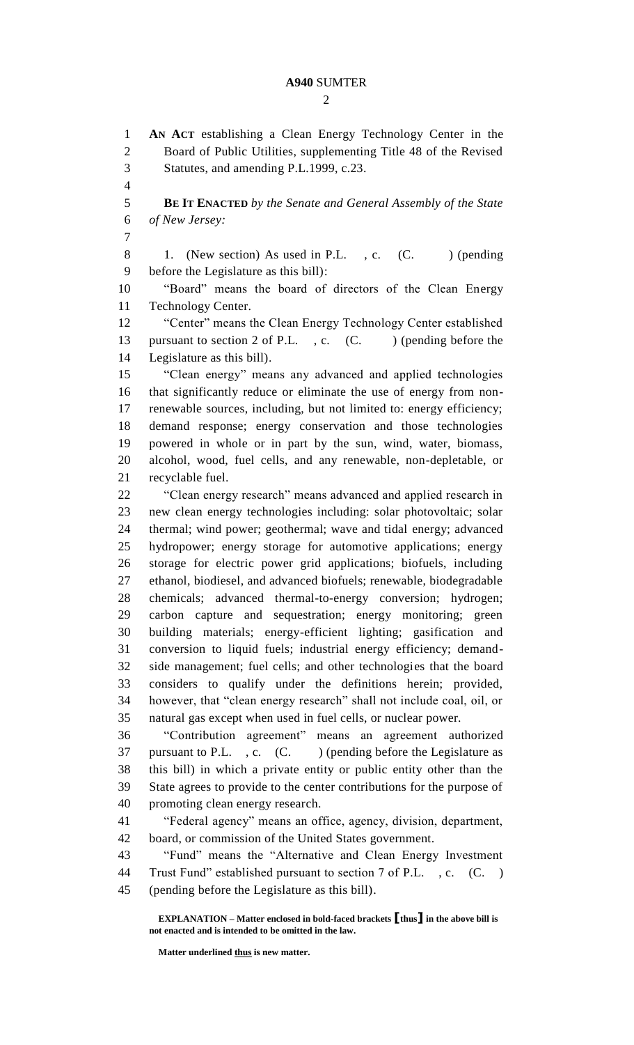**AN ACT** establishing a Clean Energy Technology Center in the Board of Public Utilities, supplementing Title 48 of the Revised Statutes, and amending P.L.1999, c.23.

**BE IT ENACTED** *by the Senate and General Assembly of the State of New Jersey:*

1. (New section) As used in P.L. , c. (C. ) (pending before the Legislature as this bill):

"Board" means the board of directors of the Clean Energy Technology Center.

"Center" means the Clean Energy Technology Center established pursuant to section 2 of P.L. , c. (C. ) (pending before the Legislature as this bill).

"Clean energy" means any advanced and applied technologies that significantly reduce or eliminate the use of energy from non-renewable sources, including, but not limited to: energy efficiency; demand response; energy conservation and those technologies powered in whole or in part by the sun, wind, water, biomass, alcohol, wood, fuel cells, and any renewable, non-depletable, or recyclable fuel.

"Clean energy research" means advanced and applied research in new clean energy technologies including: solar photovoltaic; solar thermal; wind power; geothermal; wave and tidal energy; advanced hydropower; energy storage for automotive applications; energy storage for electric power grid applications; biofuels, including ethanol, biodiesel, and advanced biofuels; renewable, biodegradable chemicals; advanced thermal-to-energy conversion; hydrogen; carbon capture and sequestration; energy monitoring; green building materials; energy-efficient lighting; gasification and conversion to liquid fuels; industrial energy efficiency; demand-side management; fuel cells; and other technologies that the board considers to qualify under the definitions herein; provided, however, that "clean energy research" shall not include coal, oil, or natural gas except when used in fuel cells, or nuclear power.

"Contribution agreement" means an agreement authorized pursuant to P.L. , c. (C. ) (pending before the Legislature as this bill) in which a private entity or public entity other than the State agrees to provide to the center contributions for the purpose of promoting clean energy research.

"Federal agency" means an office, agency, division, department, board, or commission of the United States government.

"Fund" means the "Alternative and Clean Energy Investment Trust Fund" established pursuant to section 7 of P.L. , c. (C. ) (pending before the Legislature as this bill).

**EXPLANATION – Matter enclosed in bold-faced brackets [thus] in the above bill is not enacted and is intended to be omitted in the law.**

**Matter underlined thus is new matter.**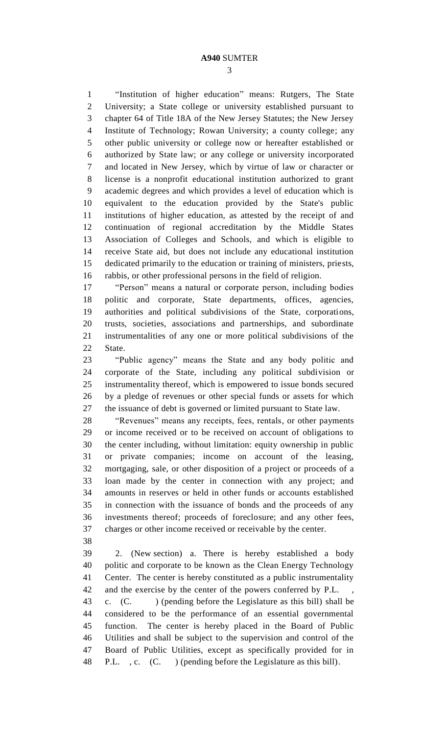"Institution of higher education" means: Rutgers, The State University; a State college or university established pursuant to chapter 64 of Title 18A of the New Jersey Statutes; the New Jersey Institute of Technology; Rowan University; a county college; any other public university or college now or hereafter established or authorized by State law; or any college or university incorporated and located in New Jersey, which by virtue of law or character or license is a nonprofit educational institution authorized to grant academic degrees and which provides a level of education which is equivalent to the education provided by the State's public institutions of higher education, as attested by the receipt of and continuation of regional accreditation by the Middle States Association of Colleges and Schools, and which is eligible to receive State aid, but does not include any educational institution dedicated primarily to the education or training of ministers, priests, rabbis, or other professional persons in the field of religion.

"Person" means a natural or corporate person, including bodies politic and corporate, State departments, offices, agencies, authorities and political subdivisions of the State, corporations, trusts, societies, associations and partnerships, and subordinate instrumentalities of any one or more political subdivisions of the State.

"Public agency" means the State and any body politic and corporate of the State, including any political subdivision or instrumentality thereof, which is empowered to issue bonds secured by a pledge of revenues or other special funds or assets for which the issuance of debt is governed or limited pursuant to State law.

"Revenues" means any receipts, fees, rentals, or other payments or income received or to be received on account of obligations to the center including, without limitation: equity ownership in public or private companies; income on account of the leasing, mortgaging, sale, or other disposition of a project or proceeds of a loan made by the center in connection with any project; and amounts in reserves or held in other funds or accounts established in connection with the issuance of bonds and the proceeds of any investments thereof; proceeds of foreclosure; and any other fees, charges or other income received or receivable by the center.

2. (New section) a. There is hereby established a body politic and corporate to be known as the Clean Energy Technology Center. The center is hereby constituted as a public instrumentality and the exercise by the center of the powers conferred by P.L. , c. (C. ) (pending before the Legislature as this bill) shall be considered to be the performance of an essential governmental function. The center is hereby placed in the Board of Public Utilities and shall be subject to the supervision and control of the Board of Public Utilities, except as specifically provided for in P.L. , c. (C. ) (pending before the Legislature as this bill).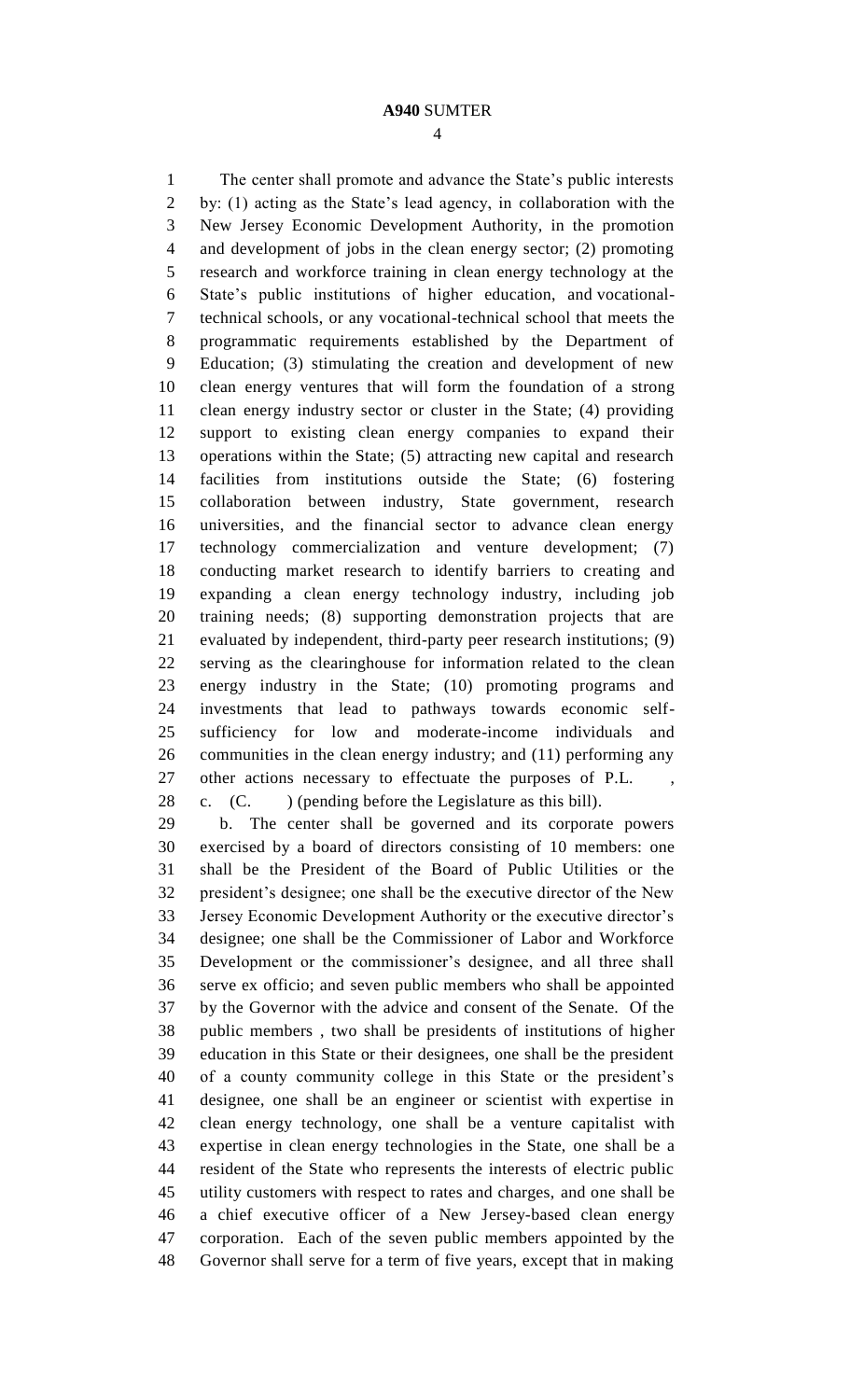The center shall promote and advance the State's public interests by: (1) acting as the State's lead agency, in collaboration with the New Jersey Economic Development Authority, in the promotion and development of jobs in the clean energy sector; (2) promoting research and workforce training in clean energy technology at the State's public institutions of higher education, and vocational-technical schools, or any vocational-technical school that meets the programmatic requirements established by the Department of Education; (3) stimulating the creation and development of new clean energy ventures that will form the foundation of a strong clean energy industry sector or cluster in the State; (4) providing support to existing clean energy companies to expand their operations within the State; (5) attracting new capital and research facilities from institutions outside the State; (6) fostering collaboration between industry, State government, research universities, and the financial sector to advance clean energy technology commercialization and venture development; (7) conducting market research to identify barriers to creating and expanding a clean energy technology industry, including job training needs; (8) supporting demonstration projects that are evaluated by independent, third-party peer research institutions; (9) serving as the clearinghouse for information related to the clean energy industry in the State; (10) promoting programs and investments that lead to pathways towards economic self-sufficiency for low and moderate-income individuals and communities in the clean energy industry; and (11) performing any other actions necessary to effectuate the purposes of P.L. , c. (C. ) (pending before the Legislature as this bill).

b. The center shall be governed and its corporate powers exercised by a board of directors consisting of 10 members: one shall be the President of the Board of Public Utilities or the president's designee; one shall be the executive director of the New Jersey Economic Development Authority or the executive director's designee; one shall be the Commissioner of Labor and Workforce Development or the commissioner's designee, and all three shall serve ex officio; and seven public members who shall be appointed by the Governor with the advice and consent of the Senate. Of the public members , two shall be presidents of institutions of higher education in this State or their designees, one shall be the president of a county community college in this State or the president's designee, one shall be an engineer or scientist with expertise in clean energy technology, one shall be a venture capitalist with expertise in clean energy technologies in the State, one shall be a resident of the State who represents the interests of electric public utility customers with respect to rates and charges, and one shall be a chief executive officer of a New Jersey-based clean energy corporation. Each of the seven public members appointed by the Governor shall serve for a term of five years, except that in making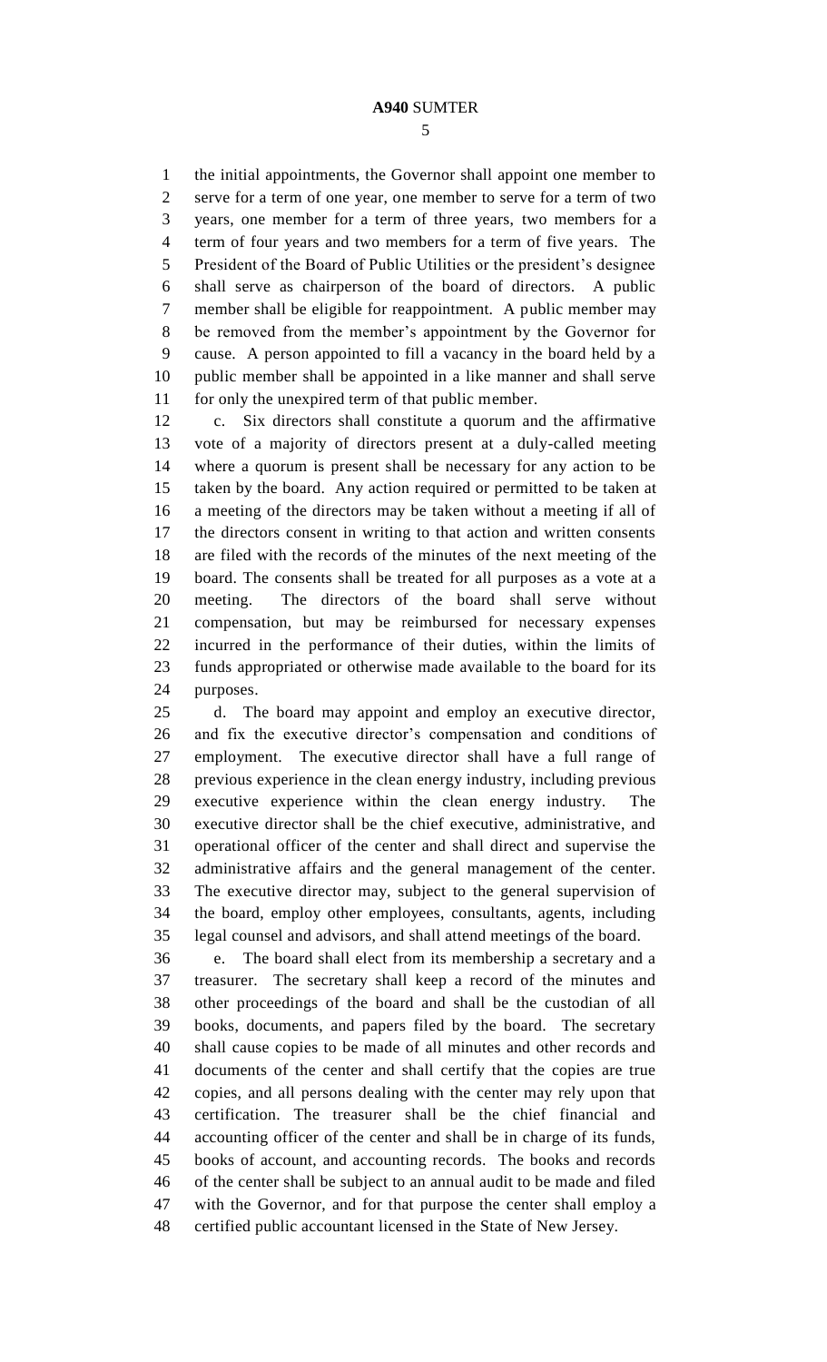the initial appointments, the Governor shall appoint one member to serve for a term of one year, one member to serve for a term of two years, one member for a term of three years, two members for a term of four years and two members for a term of five years. The President of the Board of Public Utilities or the president's designee shall serve as chairperson of the board of directors. A public member shall be eligible for reappointment. A public member may be removed from the member's appointment by the Governor for cause. A person appointed to fill a vacancy in the board held by a public member shall be appointed in a like manner and shall serve for only the unexpired term of that public member.

c. Six directors shall constitute a quorum and the affirmative vote of a majority of directors present at a duly-called meeting where a quorum is present shall be necessary for any action to be taken by the board. Any action required or permitted to be taken at a meeting of the directors may be taken without a meeting if all of the directors consent in writing to that action and written consents are filed with the records of the minutes of the next meeting of the board. The consents shall be treated for all purposes as a vote at a meeting. The directors of the board shall serve without compensation, but may be reimbursed for necessary expenses incurred in the performance of their duties, within the limits of funds appropriated or otherwise made available to the board for its purposes.

d. The board may appoint and employ an executive director, and fix the executive director's compensation and conditions of employment. The executive director shall have a full range of previous experience in the clean energy industry, including previous executive experience within the clean energy industry. The executive director shall be the chief executive, administrative, and operational officer of the center and shall direct and supervise the administrative affairs and the general management of the center. The executive director may, subject to the general supervision of the board, employ other employees, consultants, agents, including legal counsel and advisors, and shall attend meetings of the board.

e. The board shall elect from its membership a secretary and a treasurer. The secretary shall keep a record of the minutes and other proceedings of the board and shall be the custodian of all books, documents, and papers filed by the board. The secretary shall cause copies to be made of all minutes and other records and documents of the center and shall certify that the copies are true copies, and all persons dealing with the center may rely upon that certification. The treasurer shall be the chief financial and accounting officer of the center and shall be in charge of its funds, books of account, and accounting records. The books and records of the center shall be subject to an annual audit to be made and filed with the Governor, and for that purpose the center shall employ a certified public accountant licensed in the State of New Jersey.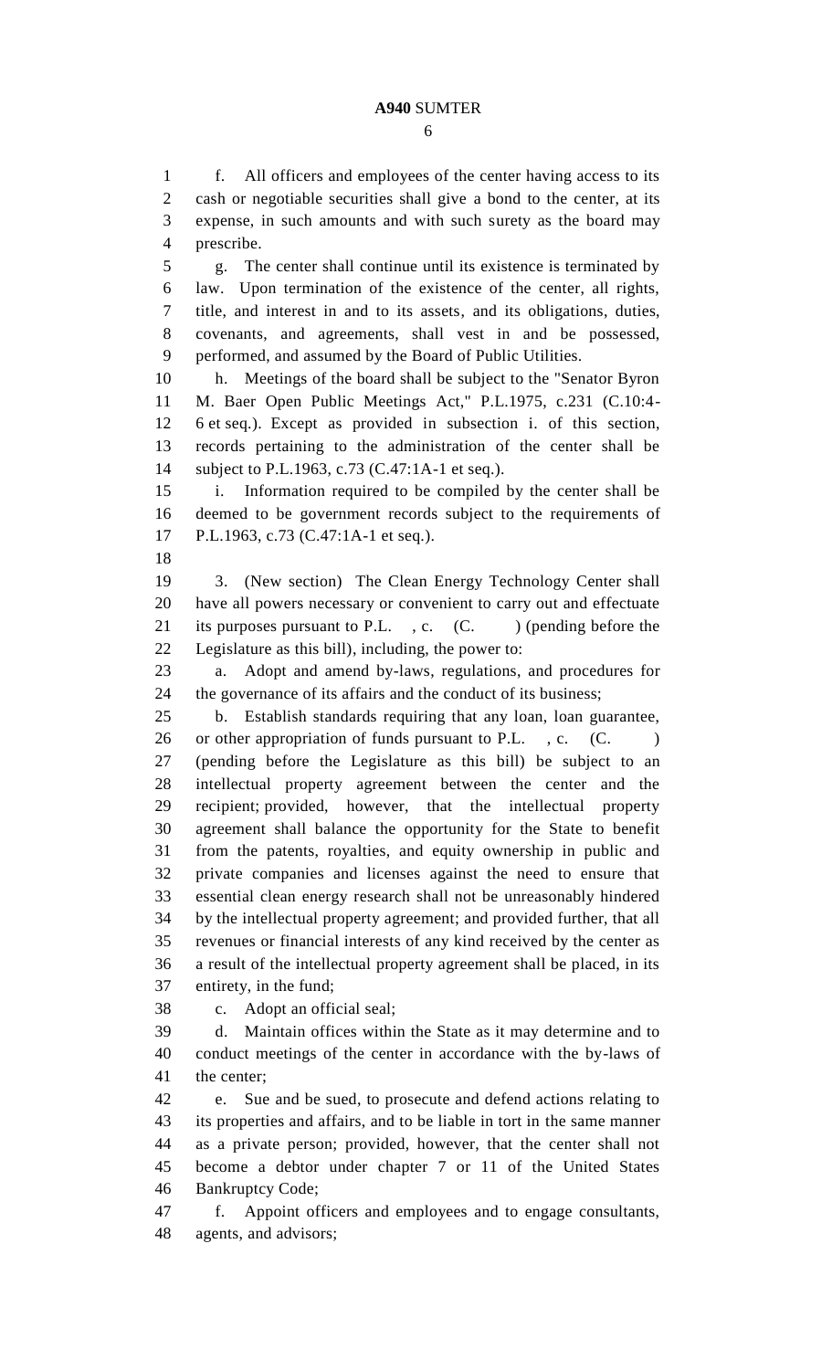f. All officers and employees of the center having access to its cash or negotiable securities shall give a bond to the center, at its expense, in such amounts and with such surety as the board may prescribe.

g. The center shall continue until its existence is terminated by law. Upon termination of the existence of the center, all rights, title, and interest in and to its assets, and its obligations, duties, covenants, and agreements, shall vest in and be possessed, performed, and assumed by the Board of Public Utilities.

h. Meetings of the board shall be subject to the "Senator Byron M. Baer Open Public Meetings Act," P.L.1975, c.231 (C.10:4-6 et seq.). Except as provided in subsection i. of this section, records pertaining to the administration of the center shall be subject to P.L.1963, c.73 (C.47:1A-1 et seq.).

i. Information required to be compiled by the center shall be deemed to be government records subject to the requirements of P.L.1963, c.73 (C.47:1A-1 et seq.).

3. (New section) The Clean Energy Technology Center shall have all powers necessary or convenient to carry out and effectuate its purposes pursuant to P.L. , c. (C. ) (pending before the Legislature as this bill), including, the power to:

a. Adopt and amend by-laws, regulations, and procedures for the governance of its affairs and the conduct of its business;

b. Establish standards requiring that any loan, loan guarantee, or other appropriation of funds pursuant to P.L. , c. (C. ) (pending before the Legislature as this bill) be subject to an intellectual property agreement between the center and the recipient; provided, however, that the intellectual property agreement shall balance the opportunity for the State to benefit from the patents, royalties, and equity ownership in public and private companies and licenses against the need to ensure that essential clean energy research shall not be unreasonably hindered by the intellectual property agreement; and provided further, that all revenues or financial interests of any kind received by the center as a result of the intellectual property agreement shall be placed, in its entirety, in the fund;

c. Adopt an official seal;

d. Maintain offices within the State as it may determine and to conduct meetings of the center in accordance with the by-laws of the center;

e. Sue and be sued, to prosecute and defend actions relating to its properties and affairs, and to be liable in tort in the same manner as a private person; provided, however, that the center shall not become a debtor under chapter 7 or 11 of the United States Bankruptcy Code;

f. Appoint officers and employees and to engage consultants, agents, and advisors;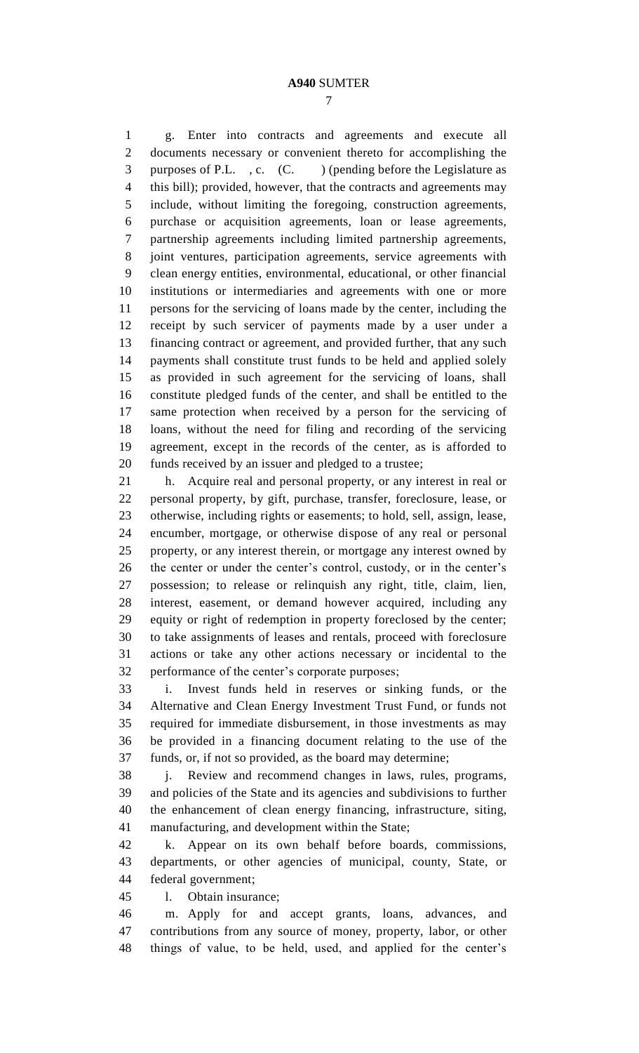g. Enter into contracts and agreements and execute all documents necessary or convenient thereto for accomplishing the purposes of P.L. , c. (C. ) (pending before the Legislature as this bill); provided, however, that the contracts and agreements may include, without limiting the foregoing, construction agreements, purchase or acquisition agreements, loan or lease agreements, partnership agreements including limited partnership agreements, joint ventures, participation agreements, service agreements with clean energy entities, environmental, educational, or other financial institutions or intermediaries and agreements with one or more persons for the servicing of loans made by the center, including the receipt by such servicer of payments made by a user under a financing contract or agreement, and provided further, that any such payments shall constitute trust funds to be held and applied solely as provided in such agreement for the servicing of loans, shall constitute pledged funds of the center, and shall be entitled to the same protection when received by a person for the servicing of loans, without the need for filing and recording of the servicing agreement, except in the records of the center, as is afforded to funds received by an issuer and pledged to a trustee;

h. Acquire real and personal property, or any interest in real or personal property, by gift, purchase, transfer, foreclosure, lease, or otherwise, including rights or easements; to hold, sell, assign, lease, encumber, mortgage, or otherwise dispose of any real or personal property, or any interest therein, or mortgage any interest owned by the center or under the center's control, custody, or in the center's possession; to release or relinquish any right, title, claim, lien, interest, easement, or demand however acquired, including any equity or right of redemption in property foreclosed by the center; to take assignments of leases and rentals, proceed with foreclosure actions or take any other actions necessary or incidental to the performance of the center's corporate purposes;

i. Invest funds held in reserves or sinking funds, or the Alternative and Clean Energy Investment Trust Fund, or funds not required for immediate disbursement, in those investments as may be provided in a financing document relating to the use of the funds, or, if not so provided, as the board may determine;

j. Review and recommend changes in laws, rules, programs, and policies of the State and its agencies and subdivisions to further the enhancement of clean energy financing, infrastructure, siting, manufacturing, and development within the State;

k. Appear on its own behalf before boards, commissions, departments, or other agencies of municipal, county, State, or federal government;

l. Obtain insurance;

m. Apply for and accept grants, loans, advances, and contributions from any source of money, property, labor, or other things of value, to be held, used, and applied for the center's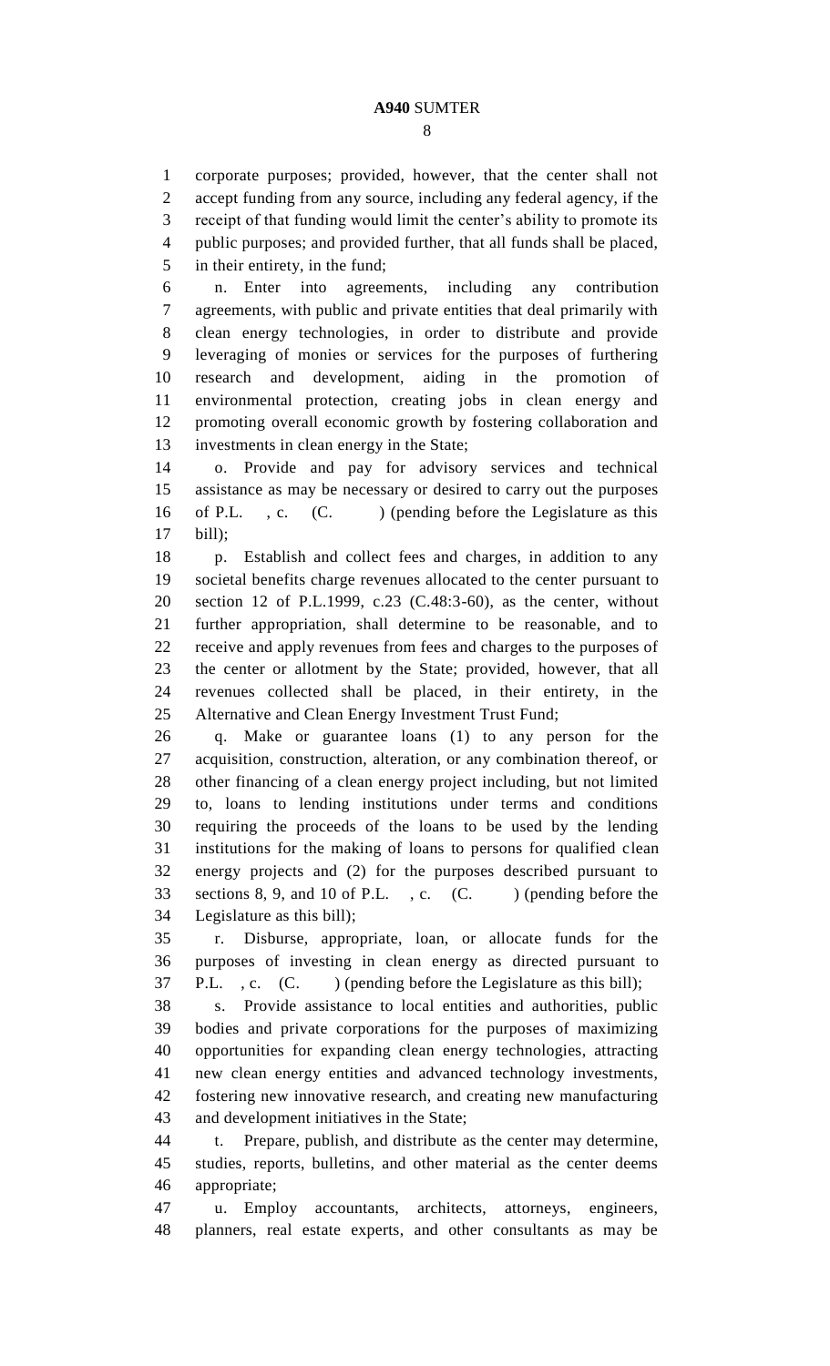corporate purposes; provided, however, that the center shall not accept funding from any source, including any federal agency, if the receipt of that funding would limit the center's ability to promote its public purposes; and provided further, that all funds shall be placed, in their entirety, in the fund;

n. Enter into agreements, including any contribution agreements, with public and private entities that deal primarily with clean energy technologies, in order to distribute and provide leveraging of monies or services for the purposes of furthering research and development, aiding in the promotion of environmental protection, creating jobs in clean energy and promoting overall economic growth by fostering collaboration and investments in clean energy in the State;

o. Provide and pay for advisory services and technical assistance as may be necessary or desired to carry out the purposes of P.L. , c. (C. ) (pending before the Legislature as this bill);

p. Establish and collect fees and charges, in addition to any societal benefits charge revenues allocated to the center pursuant to section 12 of P.L.1999, c.23 (C.48:3-60), as the center, without further appropriation, shall determine to be reasonable, and to receive and apply revenues from fees and charges to the purposes of the center or allotment by the State; provided, however, that all revenues collected shall be placed, in their entirety, in the Alternative and Clean Energy Investment Trust Fund;

q. Make or guarantee loans (1) to any person for the acquisition, construction, alteration, or any combination thereof, or other financing of a clean energy project including, but not limited to, loans to lending institutions under terms and conditions requiring the proceeds of the loans to be used by the lending institutions for the making of loans to persons for qualified clean energy projects and (2) for the purposes described pursuant to sections 8, 9, and 10 of P.L. , c. (C. ) (pending before the Legislature as this bill);

r. Disburse, appropriate, loan, or allocate funds for the purposes of investing in clean energy as directed pursuant to P.L. , c. (C. ) (pending before the Legislature as this bill);

s. Provide assistance to local entities and authorities, public bodies and private corporations for the purposes of maximizing opportunities for expanding clean energy technologies, attracting new clean energy entities and advanced technology investments, fostering new innovative research, and creating new manufacturing and development initiatives in the State;

t. Prepare, publish, and distribute as the center may determine, studies, reports, bulletins, and other material as the center deems appropriate;

u. Employ accountants, architects, attorneys, engineers, planners, real estate experts, and other consultants as may be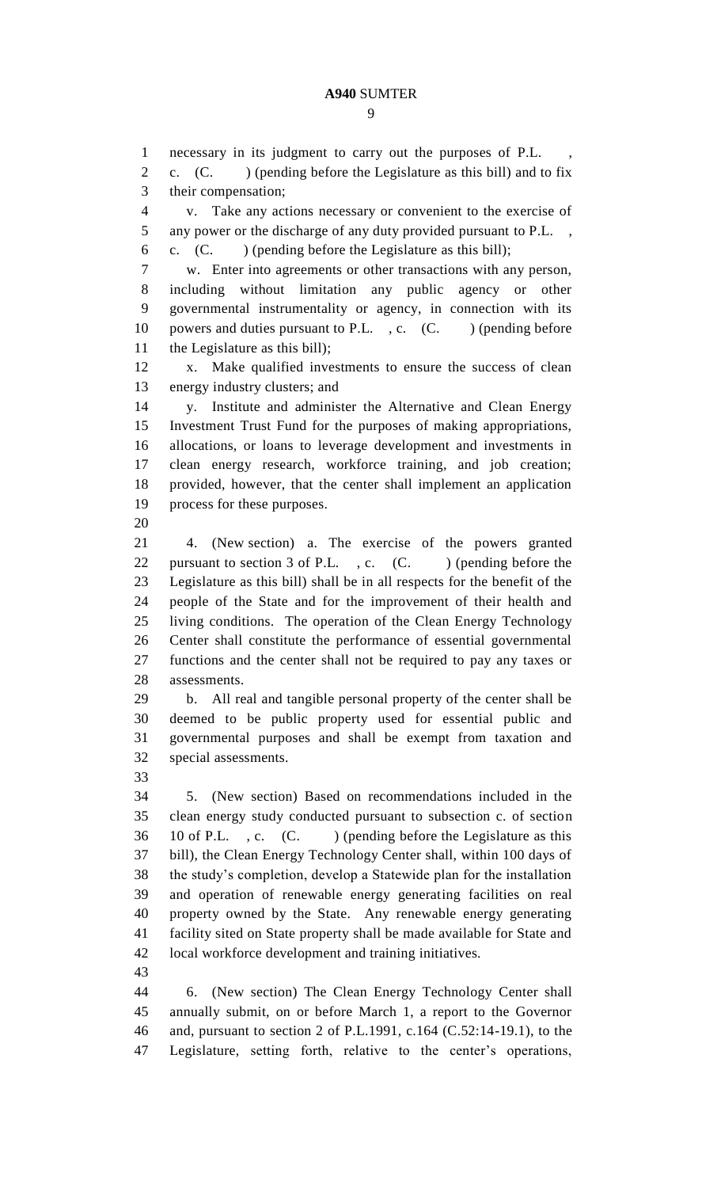necessary in its judgment to carry out the purposes of P.L. , c. (C. ) (pending before the Legislature as this bill) and to fix their compensation;

v. Take any actions necessary or convenient to the exercise of any power or the discharge of any duty provided pursuant to P.L. , c. (C. ) (pending before the Legislature as this bill);

w. Enter into agreements or other transactions with any person, including without limitation any public agency or other governmental instrumentality or agency, in connection with its powers and duties pursuant to P.L. , c. (C. ) (pending before the Legislature as this bill);

x. Make qualified investments to ensure the success of clean energy industry clusters; and

y. Institute and administer the Alternative and Clean Energy Investment Trust Fund for the purposes of making appropriations, allocations, or loans to leverage development and investments in clean energy research, workforce training, and job creation; provided, however, that the center shall implement an application process for these purposes.

4. (New section) a. The exercise of the powers granted pursuant to section 3 of P.L. , c. (C. ) (pending before the Legislature as this bill) shall be in all respects for the benefit of the people of the State and for the improvement of their health and living conditions. The operation of the Clean Energy Technology Center shall constitute the performance of essential governmental functions and the center shall not be required to pay any taxes or assessments.

b. All real and tangible personal property of the center shall be deemed to be public property used for essential public and governmental purposes and shall be exempt from taxation and special assessments.

5. (New section) Based on recommendations included in the clean energy study conducted pursuant to subsection c. of section 10 of P.L. , c. (C. ) (pending before the Legislature as this bill), the Clean Energy Technology Center shall, within 100 days of the study's completion, develop a Statewide plan for the installation and operation of renewable energy generating facilities on real property owned by the State. Any renewable energy generating facility sited on State property shall be made available for State and local workforce development and training initiatives.

6. (New section) The Clean Energy Technology Center shall annually submit, on or before March 1, a report to the Governor and, pursuant to section 2 of P.L.1991, c.164 (C.52:14-19.1), to the Legislature, setting forth, relative to the center's operations,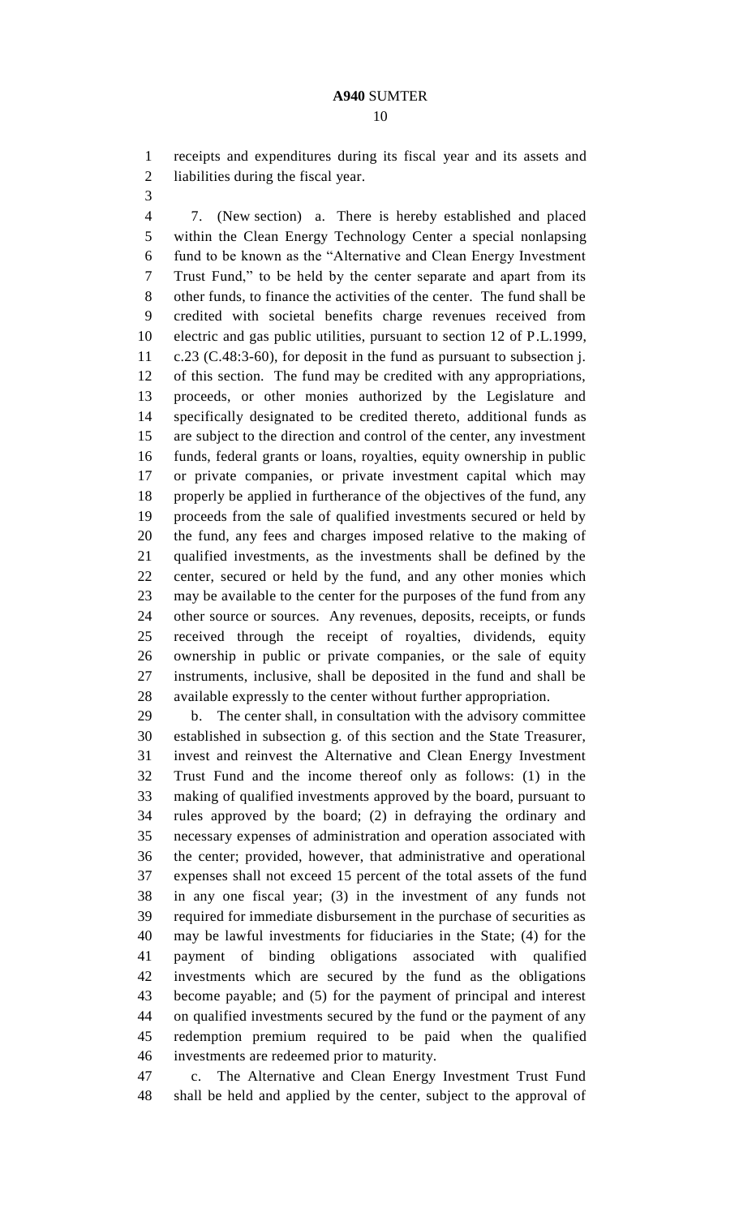receipts and expenditures during its fiscal year and its assets and liabilities during the fiscal year.

7. (New section) a. There is hereby established and placed within the Clean Energy Technology Center a special nonlapsing fund to be known as the "Alternative and Clean Energy Investment Trust Fund," to be held by the center separate and apart from its other funds, to finance the activities of the center. The fund shall be credited with societal benefits charge revenues received from electric and gas public utilities, pursuant to section 12 of P.L.1999, c.23 (C.48:3-60), for deposit in the fund as pursuant to subsection j. of this section. The fund may be credited with any appropriations, proceeds, or other monies authorized by the Legislature and specifically designated to be credited thereto, additional funds as are subject to the direction and control of the center, any investment funds, federal grants or loans, royalties, equity ownership in public or private companies, or private investment capital which may properly be applied in furtherance of the objectives of the fund, any proceeds from the sale of qualified investments secured or held by the fund, any fees and charges imposed relative to the making of qualified investments, as the investments shall be defined by the center, secured or held by the fund, and any other monies which may be available to the center for the purposes of the fund from any other source or sources. Any revenues, deposits, receipts, or funds received through the receipt of royalties, dividends, equity ownership in public or private companies, or the sale of equity instruments, inclusive, shall be deposited in the fund and shall be available expressly to the center without further appropriation.

b. The center shall, in consultation with the advisory committee established in subsection g. of this section and the State Treasurer, invest and reinvest the Alternative and Clean Energy Investment Trust Fund and the income thereof only as follows: (1) in the making of qualified investments approved by the board, pursuant to rules approved by the board; (2) in defraying the ordinary and necessary expenses of administration and operation associated with the center; provided, however, that administrative and operational expenses shall not exceed 15 percent of the total assets of the fund in any one fiscal year; (3) in the investment of any funds not required for immediate disbursement in the purchase of securities as may be lawful investments for fiduciaries in the State; (4) for the payment of binding obligations associated with qualified investments which are secured by the fund as the obligations become payable; and (5) for the payment of principal and interest on qualified investments secured by the fund or the payment of any redemption premium required to be paid when the qualified investments are redeemed prior to maturity.

c. The Alternative and Clean Energy Investment Trust Fund shall be held and applied by the center, subject to the approval of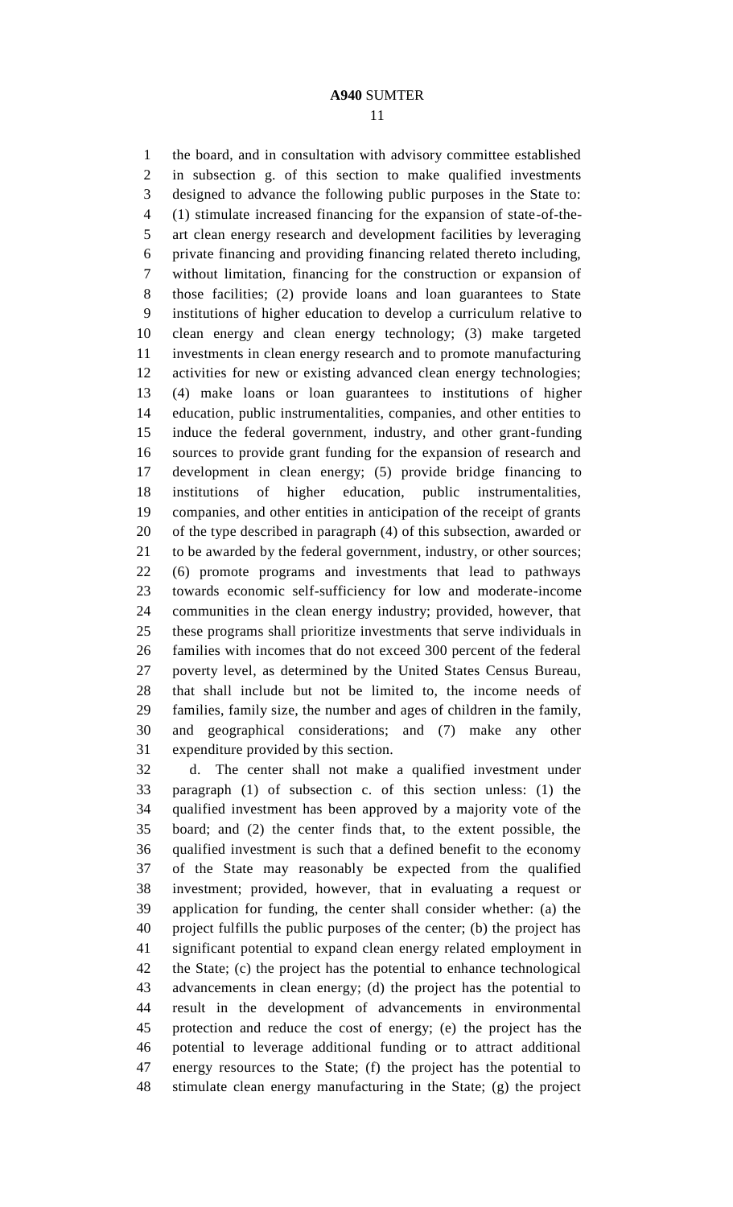the board, and in consultation with advisory committee established in subsection g. of this section to make qualified investments designed to advance the following public purposes in the State to: (1) stimulate increased financing for the expansion of state-of-the-art clean energy research and development facilities by leveraging private financing and providing financing related thereto including, without limitation, financing for the construction or expansion of those facilities; (2) provide loans and loan guarantees to State institutions of higher education to develop a curriculum relative to clean energy and clean energy technology; (3) make targeted investments in clean energy research and to promote manufacturing activities for new or existing advanced clean energy technologies; (4) make loans or loan guarantees to institutions of higher education, public instrumentalities, companies, and other entities to induce the federal government, industry, and other grant-funding sources to provide grant funding for the expansion of research and development in clean energy; (5) provide bridge financing to institutions of higher education, public instrumentalities, companies, and other entities in anticipation of the receipt of grants of the type described in paragraph (4) of this subsection, awarded or to be awarded by the federal government, industry, or other sources; (6) promote programs and investments that lead to pathways towards economic self-sufficiency for low and moderate-income communities in the clean energy industry; provided, however, that these programs shall prioritize investments that serve individuals in families with incomes that do not exceed 300 percent of the federal poverty level, as determined by the United States Census Bureau, that shall include but not be limited to, the income needs of families, family size, the number and ages of children in the family, and geographical considerations; and (7) make any other expenditure provided by this section.

d. The center shall not make a qualified investment under paragraph (1) of subsection c. of this section unless: (1) the qualified investment has been approved by a majority vote of the board; and (2) the center finds that, to the extent possible, the qualified investment is such that a defined benefit to the economy of the State may reasonably be expected from the qualified investment; provided, however, that in evaluating a request or application for funding, the center shall consider whether: (a) the project fulfills the public purposes of the center; (b) the project has significant potential to expand clean energy related employment in the State; (c) the project has the potential to enhance technological advancements in clean energy; (d) the project has the potential to result in the development of advancements in environmental protection and reduce the cost of energy; (e) the project has the potential to leverage additional funding or to attract additional energy resources to the State; (f) the project has the potential to stimulate clean energy manufacturing in the State; (g) the project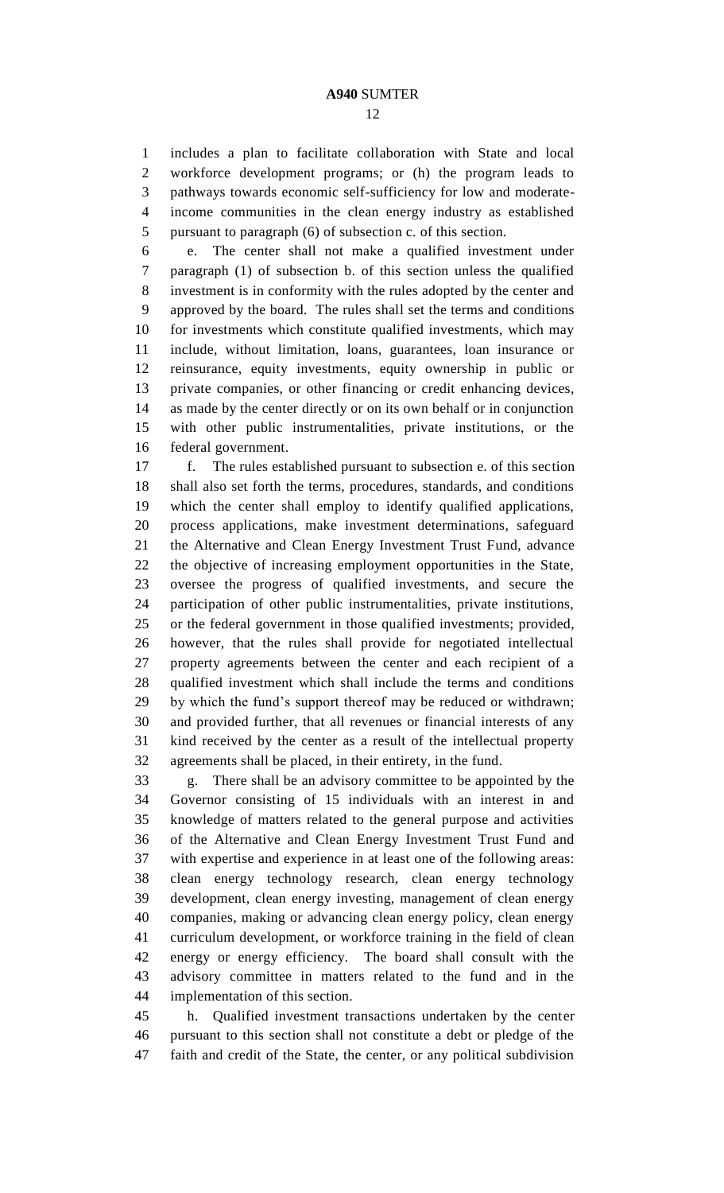includes a plan to facilitate collaboration with State and local workforce development programs; or (h) the program leads to pathways towards economic self-sufficiency for low and moderate-income communities in the clean energy industry as established pursuant to paragraph (6) of subsection c. of this section.

e. The center shall not make a qualified investment under paragraph (1) of subsection b. of this section unless the qualified investment is in conformity with the rules adopted by the center and approved by the board. The rules shall set the terms and conditions for investments which constitute qualified investments, which may include, without limitation, loans, guarantees, loan insurance or reinsurance, equity investments, equity ownership in public or private companies, or other financing or credit enhancing devices, as made by the center directly or on its own behalf or in conjunction with other public instrumentalities, private institutions, or the federal government.

f. The rules established pursuant to subsection e. of this section shall also set forth the terms, procedures, standards, and conditions which the center shall employ to identify qualified applications, process applications, make investment determinations, safeguard the Alternative and Clean Energy Investment Trust Fund, advance the objective of increasing employment opportunities in the State, oversee the progress of qualified investments, and secure the participation of other public instrumentalities, private institutions, or the federal government in those qualified investments; provided, however, that the rules shall provide for negotiated intellectual property agreements between the center and each recipient of a qualified investment which shall include the terms and conditions by which the fund's support thereof may be reduced or withdrawn; and provided further, that all revenues or financial interests of any kind received by the center as a result of the intellectual property agreements shall be placed, in their entirety, in the fund.

g. There shall be an advisory committee to be appointed by the Governor consisting of 15 individuals with an interest in and knowledge of matters related to the general purpose and activities of the Alternative and Clean Energy Investment Trust Fund and with expertise and experience in at least one of the following areas: clean energy technology research, clean energy technology development, clean energy investing, management of clean energy companies, making or advancing clean energy policy, clean energy curriculum development, or workforce training in the field of clean energy or energy efficiency. The board shall consult with the advisory committee in matters related to the fund and in the implementation of this section.

h. Qualified investment transactions undertaken by the center pursuant to this section shall not constitute a debt or pledge of the faith and credit of the State, the center, or any political subdivision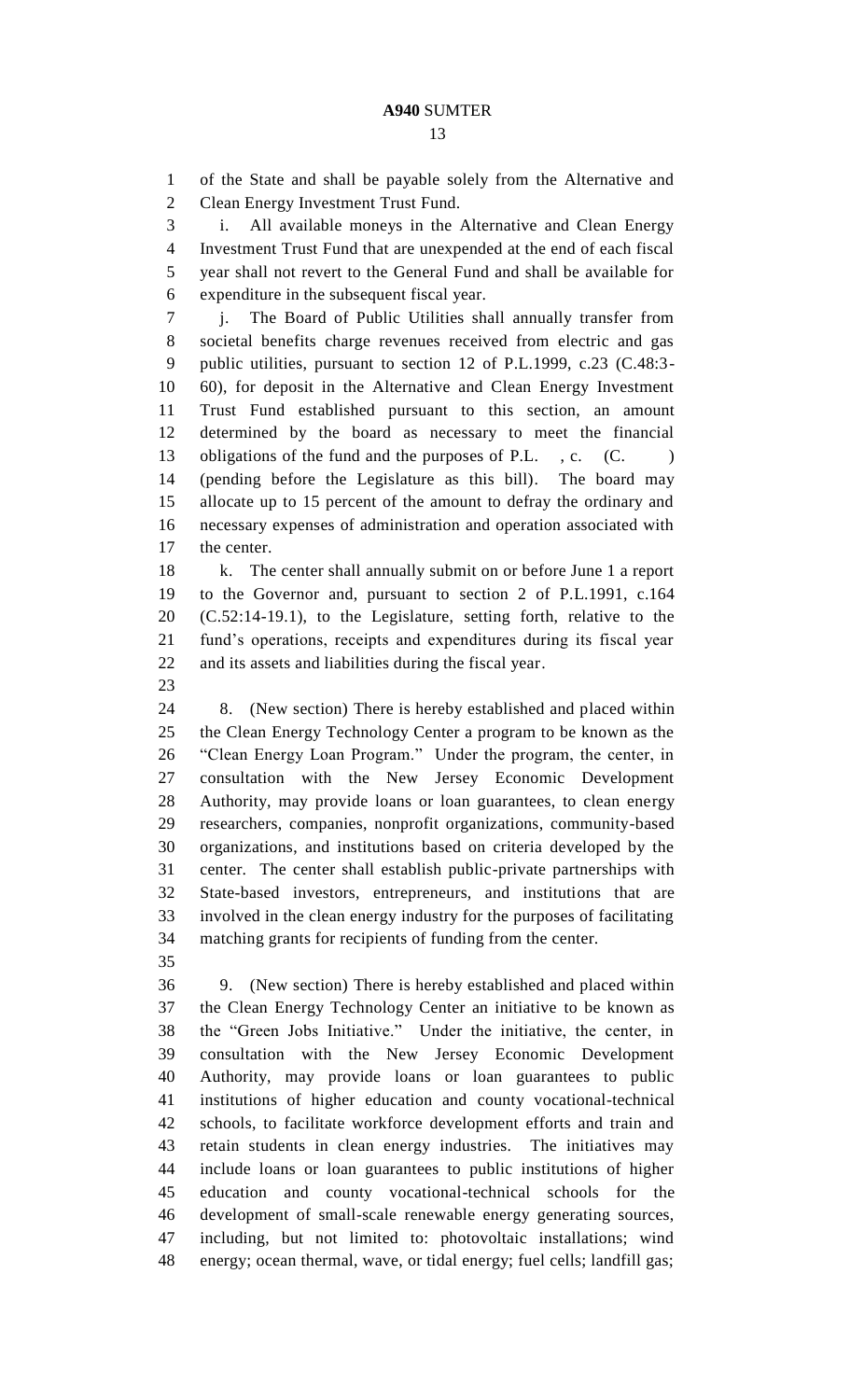of the State and shall be payable solely from the Alternative and Clean Energy Investment Trust Fund.

i. All available moneys in the Alternative and Clean Energy Investment Trust Fund that are unexpended at the end of each fiscal year shall not revert to the General Fund and shall be available for expenditure in the subsequent fiscal year.

j. The Board of Public Utilities shall annually transfer from societal benefits charge revenues received from electric and gas public utilities, pursuant to section 12 of P.L.1999, c.23 (C.48:3-60), for deposit in the Alternative and Clean Energy Investment Trust Fund established pursuant to this section, an amount determined by the board as necessary to meet the financial obligations of the fund and the purposes of P.L. , c. (C. ) (pending before the Legislature as this bill). The board may allocate up to 15 percent of the amount to defray the ordinary and necessary expenses of administration and operation associated with the center.

k. The center shall annually submit on or before June 1 a report to the Governor and, pursuant to section 2 of P.L.1991, c.164 (C.52:14-19.1), to the Legislature, setting forth, relative to the fund's operations, receipts and expenditures during its fiscal year and its assets and liabilities during the fiscal year.

8. (New section) There is hereby established and placed within the Clean Energy Technology Center a program to be known as the "Clean Energy Loan Program." Under the program, the center, in consultation with the New Jersey Economic Development Authority, may provide loans or loan guarantees, to clean energy researchers, companies, nonprofit organizations, community-based organizations, and institutions based on criteria developed by the center. The center shall establish public-private partnerships with State-based investors, entrepreneurs, and institutions that are involved in the clean energy industry for the purposes of facilitating matching grants for recipients of funding from the center.

9. (New section) There is hereby established and placed within the Clean Energy Technology Center an initiative to be known as the "Green Jobs Initiative." Under the initiative, the center, in consultation with the New Jersey Economic Development Authority, may provide loans or loan guarantees to public institutions of higher education and county vocational-technical schools, to facilitate workforce development efforts and train and retain students in clean energy industries. The initiatives may include loans or loan guarantees to public institutions of higher education and county vocational-technical schools for the development of small-scale renewable energy generating sources, including, but not limited to: photovoltaic installations; wind energy; ocean thermal, wave, or tidal energy; fuel cells; landfill gas;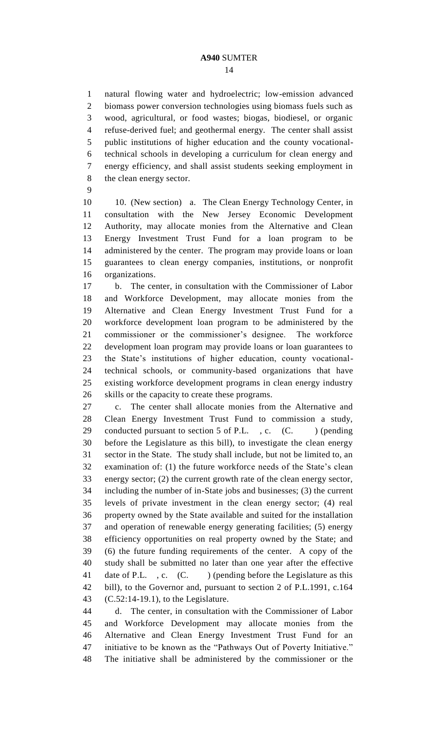natural flowing water and hydroelectric; low-emission advanced biomass power conversion technologies using biomass fuels such as wood, agricultural, or food wastes; biogas, biodiesel, or organic refuse-derived fuel; and geothermal energy. The center shall assist public institutions of higher education and the county vocational-technical schools in developing a curriculum for clean energy and energy efficiency, and shall assist students seeking employment in the clean energy sector.

10. (New section) a. The Clean Energy Technology Center, in consultation with the New Jersey Economic Development Authority, may allocate monies from the Alternative and Clean Energy Investment Trust Fund for a loan program to be administered by the center. The program may provide loans or loan guarantees to clean energy companies, institutions, or nonprofit organizations.

b. The center, in consultation with the Commissioner of Labor and Workforce Development, may allocate monies from the Alternative and Clean Energy Investment Trust Fund for a workforce development loan program to be administered by the commissioner or the commissioner's designee. The workforce development loan program may provide loans or loan guarantees to the State's institutions of higher education, county vocational-technical schools, or community-based organizations that have existing workforce development programs in clean energy industry skills or the capacity to create these programs.

c. The center shall allocate monies from the Alternative and Clean Energy Investment Trust Fund to commission a study, conducted pursuant to section 5 of P.L. , c. (C. ) (pending before the Legislature as this bill), to investigate the clean energy sector in the State. The study shall include, but not be limited to, an examination of: (1) the future workforce needs of the State's clean energy sector; (2) the current growth rate of the clean energy sector, including the number of in-State jobs and businesses; (3) the current levels of private investment in the clean energy sector; (4) real property owned by the State available and suited for the installation and operation of renewable energy generating facilities; (5) energy efficiency opportunities on real property owned by the State; and (6) the future funding requirements of the center. A copy of the study shall be submitted no later than one year after the effective date of P.L. , c. (C. ) (pending before the Legislature as this bill), to the Governor and, pursuant to section 2 of P.L.1991, c.164 (C.52:14-19.1), to the Legislature.

d. The center, in consultation with the Commissioner of Labor and Workforce Development may allocate monies from the Alternative and Clean Energy Investment Trust Fund for an initiative to be known as the "Pathways Out of Poverty Initiative." The initiative shall be administered by the commissioner or the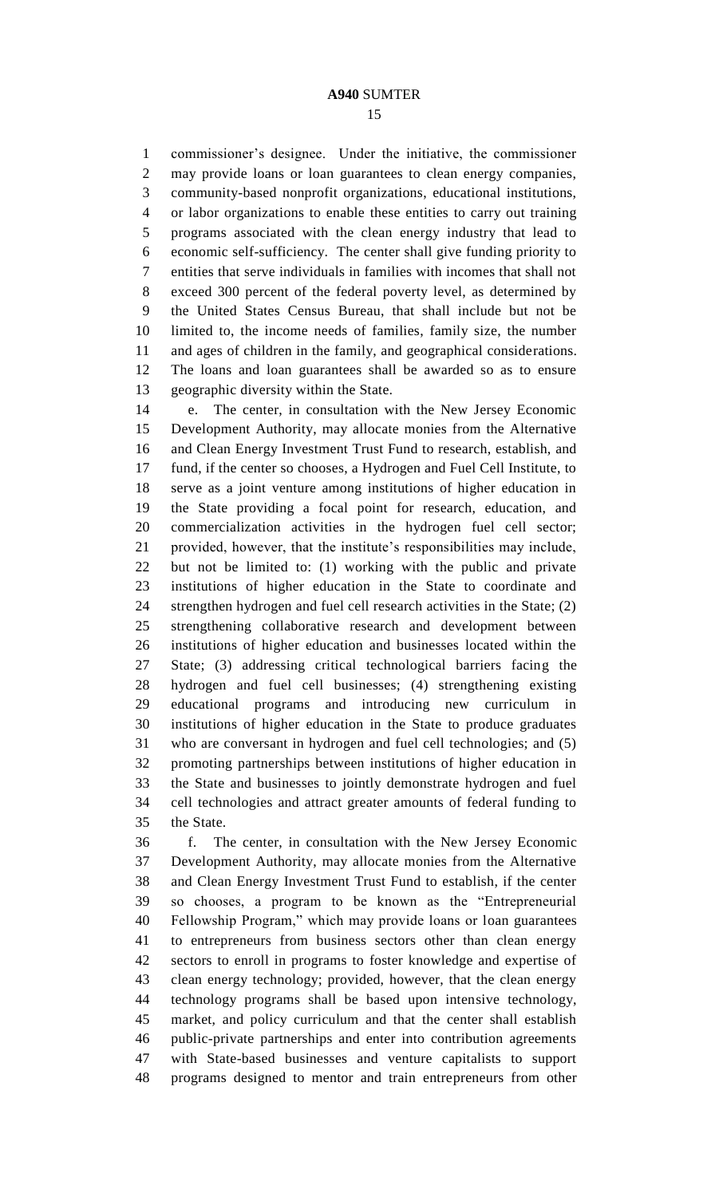commissioner's designee. Under the initiative, the commissioner may provide loans or loan guarantees to clean energy companies, community-based nonprofit organizations, educational institutions, or labor organizations to enable these entities to carry out training programs associated with the clean energy industry that lead to economic self-sufficiency. The center shall give funding priority to entities that serve individuals in families with incomes that shall not exceed 300 percent of the federal poverty level, as determined by the United States Census Bureau, that shall include but not be limited to, the income needs of families, family size, the number and ages of children in the family, and geographical considerations. The loans and loan guarantees shall be awarded so as to ensure geographic diversity within the State.

e. The center, in consultation with the New Jersey Economic Development Authority, may allocate monies from the Alternative and Clean Energy Investment Trust Fund to research, establish, and fund, if the center so chooses, a Hydrogen and Fuel Cell Institute, to serve as a joint venture among institutions of higher education in the State providing a focal point for research, education, and commercialization activities in the hydrogen fuel cell sector; provided, however, that the institute's responsibilities may include, but not be limited to: (1) working with the public and private institutions of higher education in the State to coordinate and strengthen hydrogen and fuel cell research activities in the State; (2) strengthening collaborative research and development between institutions of higher education and businesses located within the State; (3) addressing critical technological barriers facing the hydrogen and fuel cell businesses; (4) strengthening existing educational programs and introducing new curriculum in institutions of higher education in the State to produce graduates who are conversant in hydrogen and fuel cell technologies; and (5) promoting partnerships between institutions of higher education in the State and businesses to jointly demonstrate hydrogen and fuel cell technologies and attract greater amounts of federal funding to the State.

f. The center, in consultation with the New Jersey Economic Development Authority, may allocate monies from the Alternative and Clean Energy Investment Trust Fund to establish, if the center so chooses, a program to be known as the "Entrepreneurial Fellowship Program," which may provide loans or loan guarantees to entrepreneurs from business sectors other than clean energy sectors to enroll in programs to foster knowledge and expertise of clean energy technology; provided, however, that the clean energy technology programs shall be based upon intensive technology, market, and policy curriculum and that the center shall establish public-private partnerships and enter into contribution agreements with State-based businesses and venture capitalists to support programs designed to mentor and train entrepreneurs from other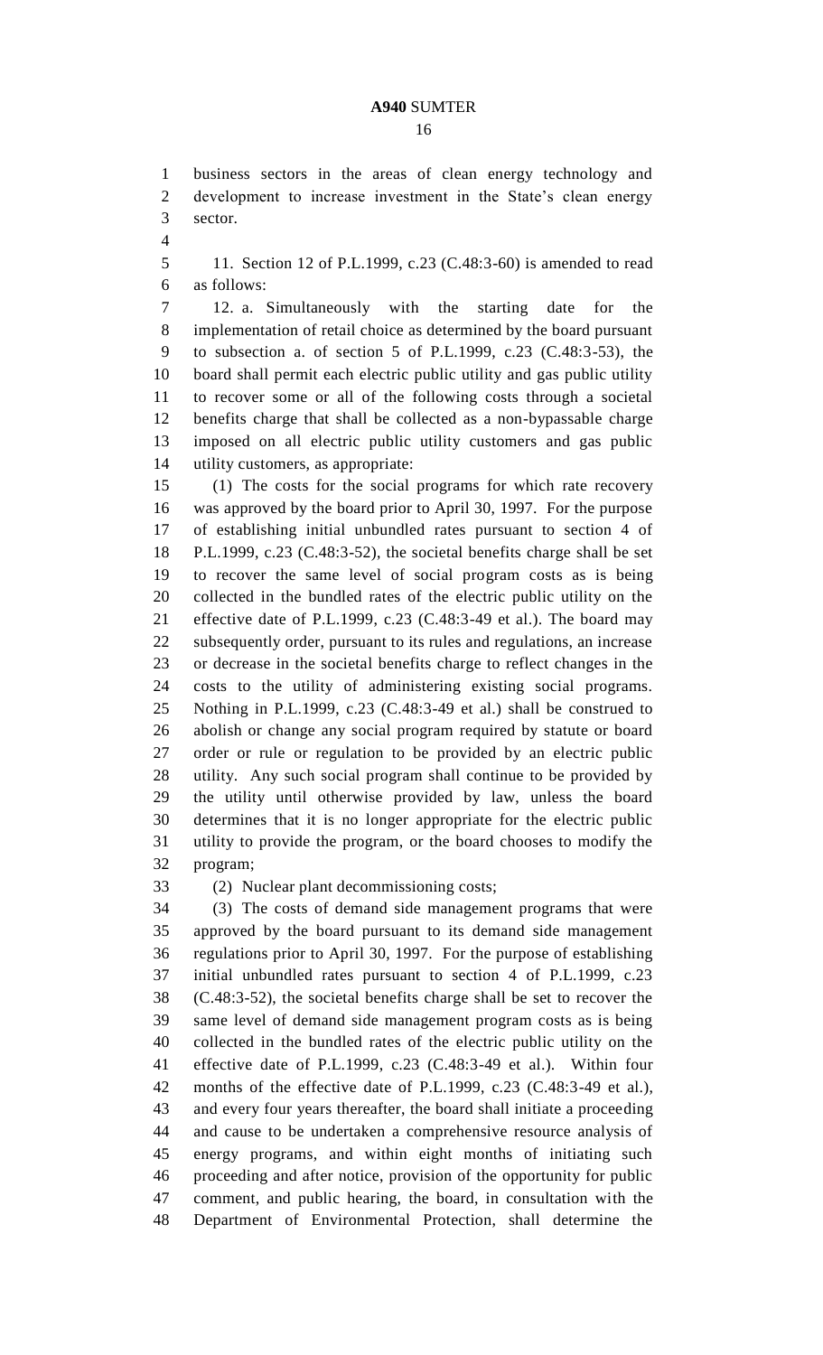business sectors in the areas of clean energy technology and development to increase investment in the State's clean energy sector.

11. Section 12 of P.L.1999, c.23 (C.48:3-60) is amended to read as follows:

12. a. Simultaneously with the starting date for the implementation of retail choice as determined by the board pursuant to subsection a. of section 5 of P.L.1999, c.23 (C.48:3-53), the board shall permit each electric public utility and gas public utility to recover some or all of the following costs through a societal benefits charge that shall be collected as a non-bypassable charge imposed on all electric public utility customers and gas public utility customers, as appropriate:

(1) The costs for the social programs for which rate recovery was approved by the board prior to April 30, 1997. For the purpose of establishing initial unbundled rates pursuant to section 4 of P.L.1999, c.23 (C.48:3-52), the societal benefits charge shall be set to recover the same level of social program costs as is being collected in the bundled rates of the electric public utility on the effective date of P.L.1999, c.23 (C.48:3-49 et al.). The board may subsequently order, pursuant to its rules and regulations, an increase or decrease in the societal benefits charge to reflect changes in the costs to the utility of administering existing social programs. Nothing in P.L.1999, c.23 (C.48:3-49 et al.) shall be construed to abolish or change any social program required by statute or board order or rule or regulation to be provided by an electric public utility. Any such social program shall continue to be provided by the utility until otherwise provided by law, unless the board determines that it is no longer appropriate for the electric public utility to provide the program, or the board chooses to modify the program;

(2) Nuclear plant decommissioning costs;

(3) The costs of demand side management programs that were approved by the board pursuant to its demand side management regulations prior to April 30, 1997. For the purpose of establishing initial unbundled rates pursuant to section 4 of P.L.1999, c.23 (C.48:3-52), the societal benefits charge shall be set to recover the same level of demand side management program costs as is being collected in the bundled rates of the electric public utility on the effective date of P.L.1999, c.23 (C.48:3-49 et al.). Within four months of the effective date of P.L.1999, c.23 (C.48:3-49 et al.), and every four years thereafter, the board shall initiate a proceeding and cause to be undertaken a comprehensive resource analysis of energy programs, and within eight months of initiating such proceeding and after notice, provision of the opportunity for public comment, and public hearing, the board, in consultation with the Department of Environmental Protection, shall determine the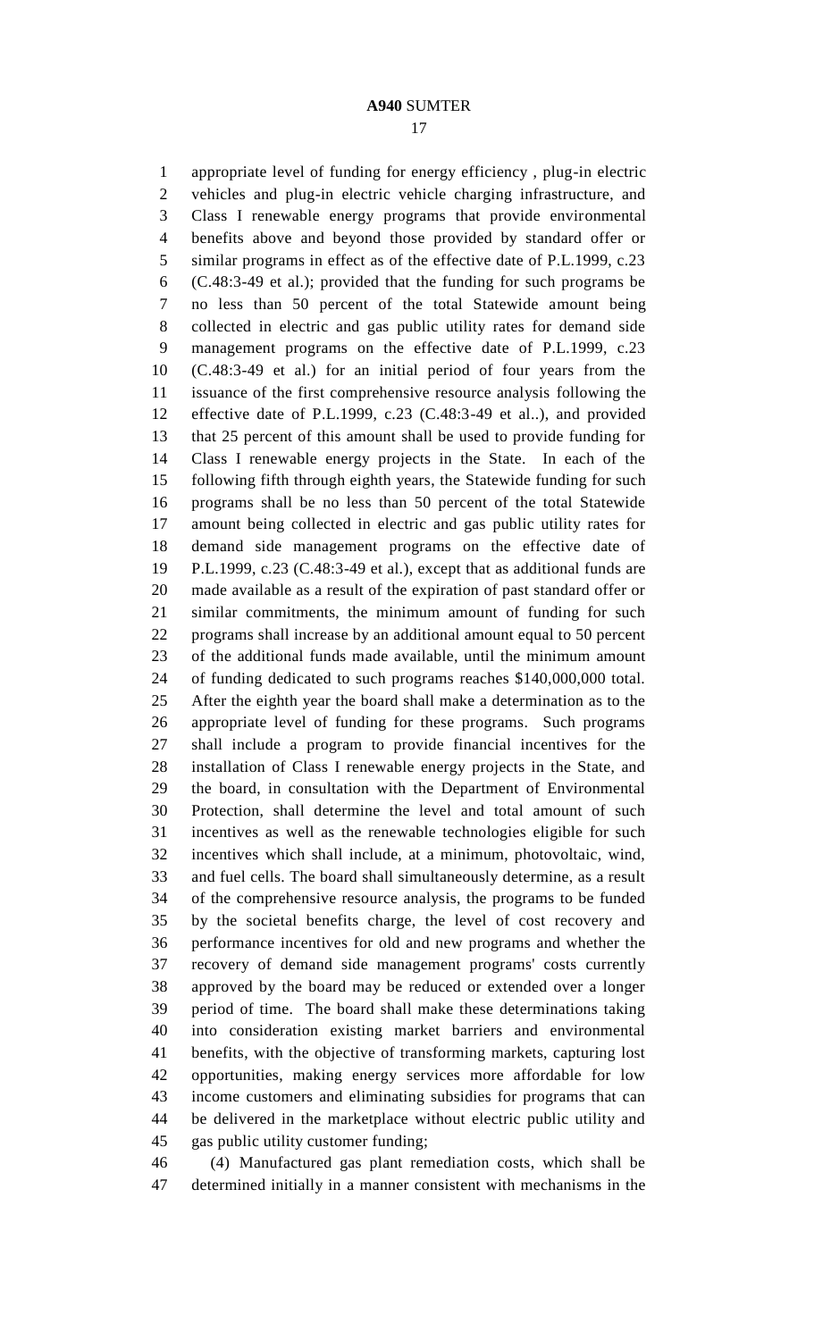appropriate level of funding for energy efficiency , plug-in electric vehicles and plug-in electric vehicle charging infrastructure, and Class I renewable energy programs that provide environmental benefits above and beyond those provided by standard offer or similar programs in effect as of the effective date of P.L.1999, c.23 (C.48:3-49 et al.); provided that the funding for such programs be no less than 50 percent of the total Statewide amount being collected in electric and gas public utility rates for demand side management programs on the effective date of P.L.1999, c.23 (C.48:3-49 et al.) for an initial period of four years from the issuance of the first comprehensive resource analysis following the effective date of P.L.1999, c.23 (C.48:3-49 et al..), and provided that 25 percent of this amount shall be used to provide funding for Class I renewable energy projects in the State. In each of the following fifth through eighth years, the Statewide funding for such programs shall be no less than 50 percent of the total Statewide amount being collected in electric and gas public utility rates for demand side management programs on the effective date of P.L.1999, c.23 (C.48:3-49 et al.), except that as additional funds are made available as a result of the expiration of past standard offer or similar commitments, the minimum amount of funding for such programs shall increase by an additional amount equal to 50 percent of the additional funds made available, until the minimum amount of funding dedicated to such programs reaches $140,000,000 total. After the eighth year the board shall make a determination as to the appropriate level of funding for these programs. Such programs shall include a program to provide financial incentives for the installation of Class I renewable energy projects in the State, and the board, in consultation with the Department of Environmental Protection, shall determine the level and total amount of such incentives as well as the renewable technologies eligible for such incentives which shall include, at a minimum, photovoltaic, wind, and fuel cells. The board shall simultaneously determine, as a result of the comprehensive resource analysis, the programs to be funded by the societal benefits charge, the level of cost recovery and performance incentives for old and new programs and whether the recovery of demand side management programs' costs currently approved by the board may be reduced or extended over a longer period of time. The board shall make these determinations taking into consideration existing market barriers and environmental benefits, with the objective of transforming markets, capturing lost opportunities, making energy services more affordable for low income customers and eliminating subsidies for programs that can be delivered in the marketplace without electric public utility and gas public utility customer funding;

(4) Manufactured gas plant remediation costs, which shall be determined initially in a manner consistent with mechanisms in the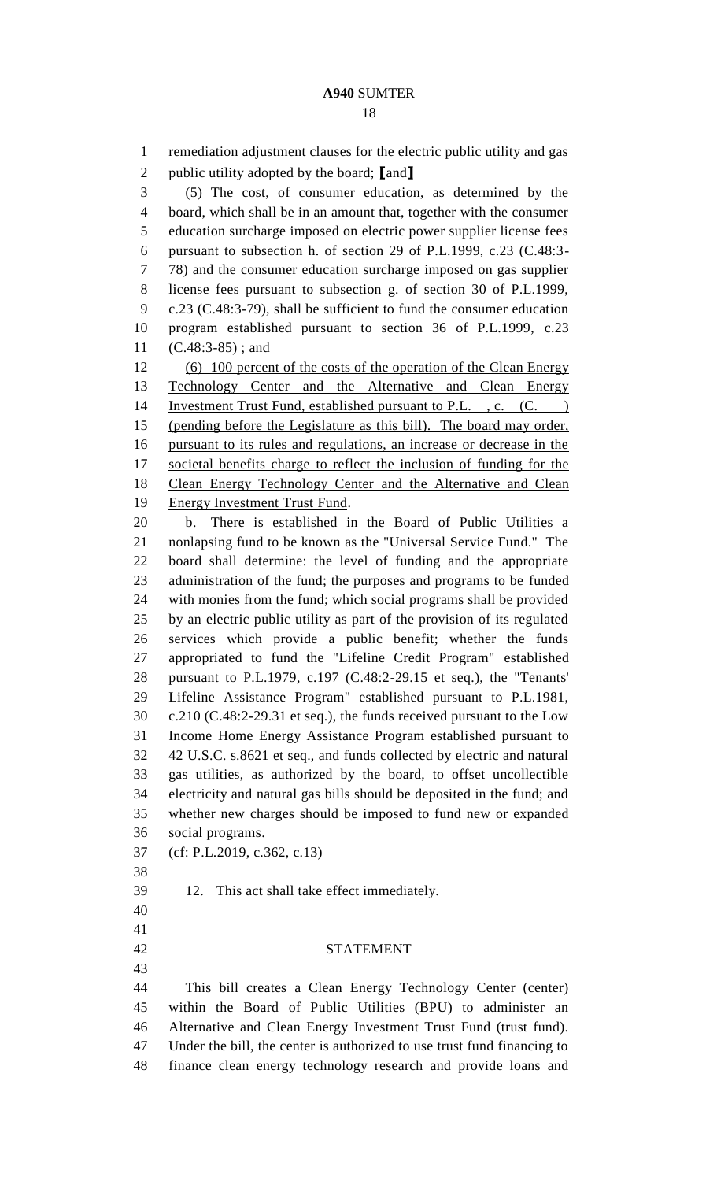remediation adjustment clauses for the electric public utility and gas public utility adopted by the board; [and]

(5) The cost, of consumer education, as determined by the board, which shall be in an amount that, together with the consumer education surcharge imposed on electric power supplier license fees pursuant to subsection h. of section 29 of P.L.1999, c.23 (C.48:3-78) and the consumer education surcharge imposed on gas supplier license fees pursuant to subsection g. of section 30 of P.L.1999, c.23 (C.48:3-79), shall be sufficient to fund the consumer education program established pursuant to section 36 of P.L.1999, c.23 (C.48:3-85) ; and

(6) 100 percent of the costs of the operation of the Clean Energy Technology Center and the Alternative and Clean Energy Investment Trust Fund, established pursuant to P.L. , c. (C. ) (pending before the Legislature as this bill). The board may order, pursuant to its rules and regulations, an increase or decrease in the societal benefits charge to reflect the inclusion of funding for the Clean Energy Technology Center and the Alternative and Clean Energy Investment Trust Fund.

b. There is established in the Board of Public Utilities a nonlapsing fund to be known as the "Universal Service Fund." The board shall determine: the level of funding and the appropriate administration of the fund; the purposes and programs to be funded with monies from the fund; which social programs shall be provided by an electric public utility as part of the provision of its regulated services which provide a public benefit; whether the funds appropriated to fund the "Lifeline Credit Program" established pursuant to P.L.1979, c.197 (C.48:2-29.15 et seq.), the "Tenants' Lifeline Assistance Program" established pursuant to P.L.1981, c.210 (C.48:2-29.31 et seq.), the funds received pursuant to the Low Income Home Energy Assistance Program established pursuant to 42 U.S.C. s.8621 et seq., and funds collected by electric and natural gas utilities, as authorized by the board, to offset uncollectible electricity and natural gas bills should be deposited in the fund; and whether new charges should be imposed to fund new or expanded social programs.

(cf: P.L.2019, c.362, c.13)

12. This act shall take effect immediately.

## STATEMENT

This bill creates a Clean Energy Technology Center (center) within the Board of Public Utilities (BPU) to administer an Alternative and Clean Energy Investment Trust Fund (trust fund). Under the bill, the center is authorized to use trust fund financing to finance clean energy technology research and provide loans and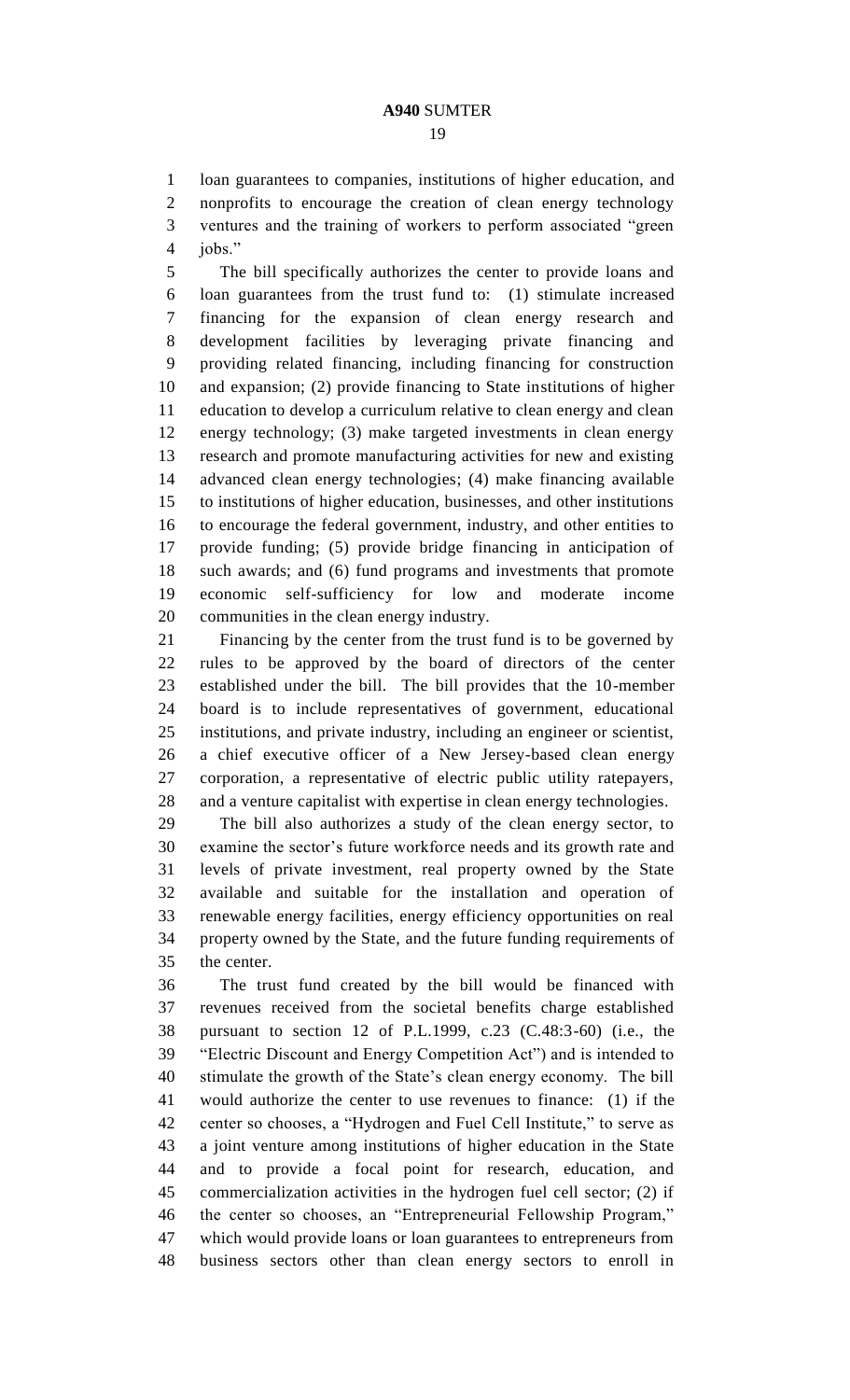loan guarantees to companies, institutions of higher education, and nonprofits to encourage the creation of clean energy technology ventures and the training of workers to perform associated "green jobs."

The bill specifically authorizes the center to provide loans and loan guarantees from the trust fund to: (1) stimulate increased financing for the expansion of clean energy research and development facilities by leveraging private financing and providing related financing, including financing for construction and expansion; (2) provide financing to State institutions of higher education to develop a curriculum relative to clean energy and clean energy technology; (3) make targeted investments in clean energy research and promote manufacturing activities for new and existing advanced clean energy technologies; (4) make financing available to institutions of higher education, businesses, and other institutions to encourage the federal government, industry, and other entities to provide funding; (5) provide bridge financing in anticipation of such awards; and (6) fund programs and investments that promote economic self-sufficiency for low and moderate income communities in the clean energy industry.

Financing by the center from the trust fund is to be governed by rules to be approved by the board of directors of the center established under the bill. The bill provides that the 10-member board is to include representatives of government, educational institutions, and private industry, including an engineer or scientist, a chief executive officer of a New Jersey-based clean energy corporation, a representative of electric public utility ratepayers, and a venture capitalist with expertise in clean energy technologies.

The bill also authorizes a study of the clean energy sector, to examine the sector's future workforce needs and its growth rate and levels of private investment, real property owned by the State available and suitable for the installation and operation of renewable energy facilities, energy efficiency opportunities on real property owned by the State, and the future funding requirements of the center.

The trust fund created by the bill would be financed with revenues received from the societal benefits charge established pursuant to section 12 of P.L.1999, c.23 (C.48:3-60) (i.e., the "Electric Discount and Energy Competition Act") and is intended to stimulate the growth of the State's clean energy economy. The bill would authorize the center to use revenues to finance: (1) if the center so chooses, a "Hydrogen and Fuel Cell Institute," to serve as a joint venture among institutions of higher education in the State and to provide a focal point for research, education, and commercialization activities in the hydrogen fuel cell sector; (2) if the center so chooses, an "Entrepreneurial Fellowship Program," which would provide loans or loan guarantees to entrepreneurs from business sectors other than clean energy sectors to enroll in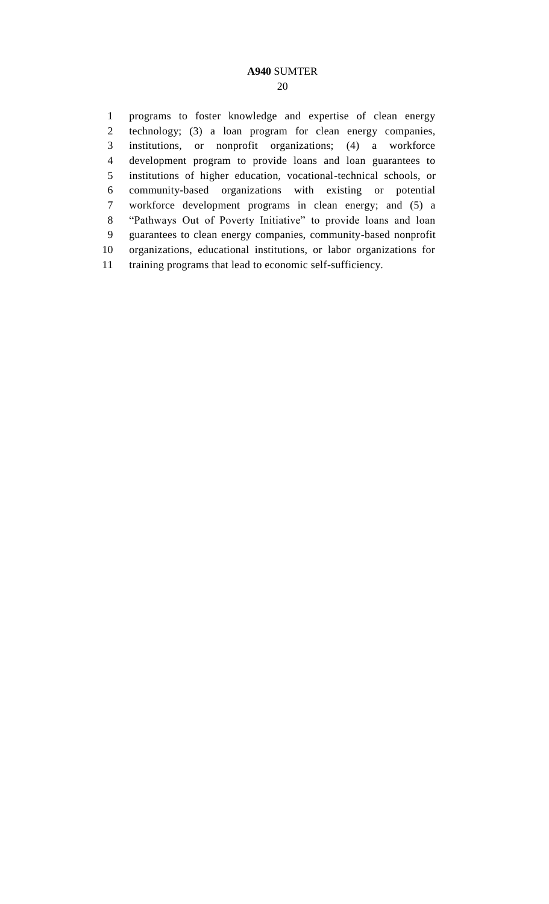programs to foster knowledge and expertise of clean energy technology; (3) a loan program for clean energy companies, institutions, or nonprofit organizations; (4) a workforce development program to provide loans and loan guarantees to institutions of higher education, vocational-technical schools, or community-based organizations with existing or potential workforce development programs in clean energy; and (5) a "Pathways Out of Poverty Initiative" to provide loans and loan guarantees to clean energy companies, community-based nonprofit organizations, educational institutions, or labor organizations for training programs that lead to economic self-sufficiency.